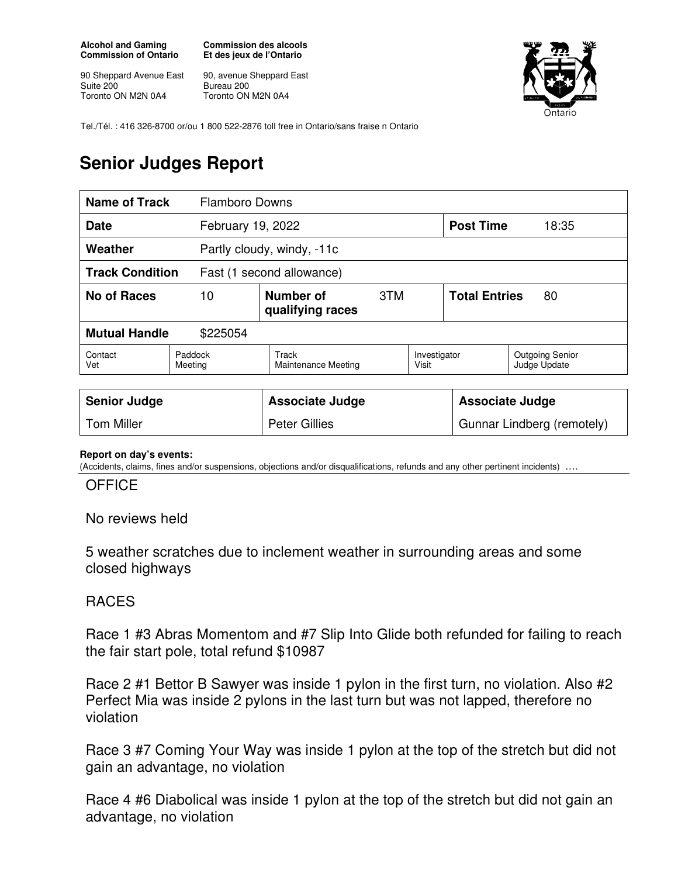**Alcohol and Gaming Commission of Ontario**

90 Sheppard Avenue East
Suite 200
Toronto ON M2N 0A4

**Commission des alcools Et des jeux de l'Ontario**

90, avenue Sheppard East
Bureau 200
Toronto ON M2N 0A4

Tel./Tél. : 416 326-8700 or/ou 1 800 522-2876 toll free in Ontario/sans fraise n Ontario

# Senior Judges Report

| **Name of Track** | Flamboro Downs | | | | |
|---|---|---|---|---|---|
| **Date** | February 19, 2022 | | | **Post Time** | 18:35 |
| **Weather** | Partly cloudy, windy, -11c | | | | |
| **Track Condition** | Fast (1 second allowance) | | | | |
| **No of Races** | 10 | **Number of qualifying races** | 3TM | **Total Entries** | 80 |
| **Mutual Handle** | $225054 | | | | |
| Contact Vet | Paddock Meeting | Track Maintenance Meeting | Investigator Visit | Outgoing Senior Judge Update | |

| **Senior Judge** | **Associate Judge** | **Associate Judge** |
|---|---|---|
| Tom Miller | Peter Gillies | Gunnar Lindberg (remotely) |

**Report on day's events:**
(Accidents, claims, fines and/or suspensions, objections and/or disqualifications, refunds and any other pertinent incidents) ….

OFFICE

No reviews held

5 weather scratches due to inclement weather in surrounding areas and some closed highways

RACES

Race 1 #3 Abras Momentom and #7 Slip Into Glide both refunded for failing to reach the fair start pole, total refund $10987

Race 2 #1 Bettor B Sawyer was inside 1 pylon in the first turn, no violation. Also #2 Perfect Mia was inside 2 pylons in the last turn but was not lapped, therefore no violation

Race 3 #7 Coming Your Way was inside 1 pylon at the top of the stretch but did not gain an advantage, no violation

Race 4 #6 Diabolical was inside 1 pylon at the top of the stretch but did not gain an advantage, no violation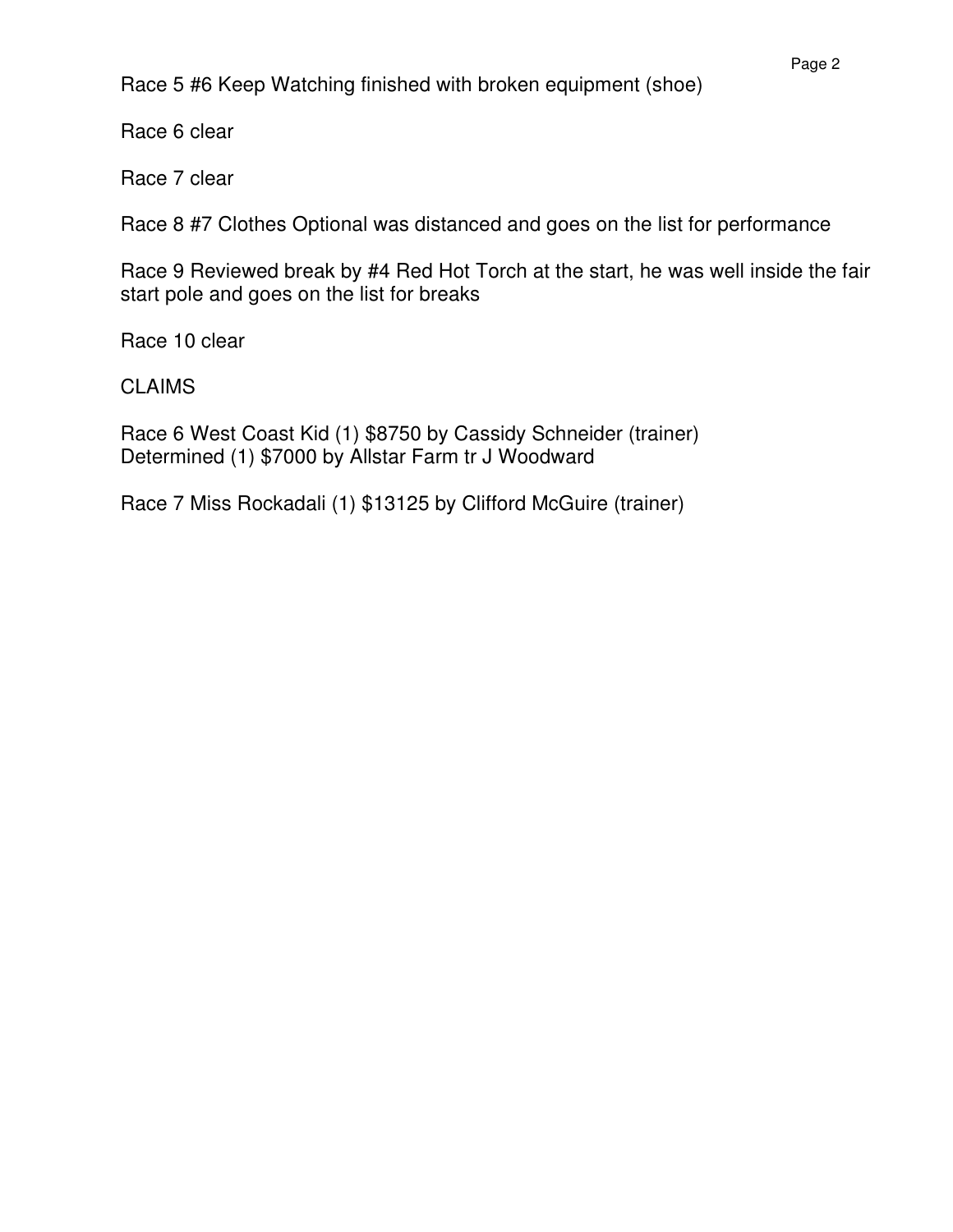Race 5 #6 Keep Watching finished with broken equipment (shoe)

Race 6 clear

Race 7 clear

Race 8 #7 Clothes Optional was distanced and goes on the list for performance

Race 9 Reviewed break by #4 Red Hot Torch at the start, he was well inside the fair start pole and goes on the list for breaks

Race 10 clear

CLAIMS

Race 6 West Coast Kid (1) $8750 by Cassidy Schneider (trainer)
Determined (1) $7000 by Allstar Farm tr J Woodward

Race 7 Miss Rockadali (1) $13125 by Clifford McGuire (trainer)